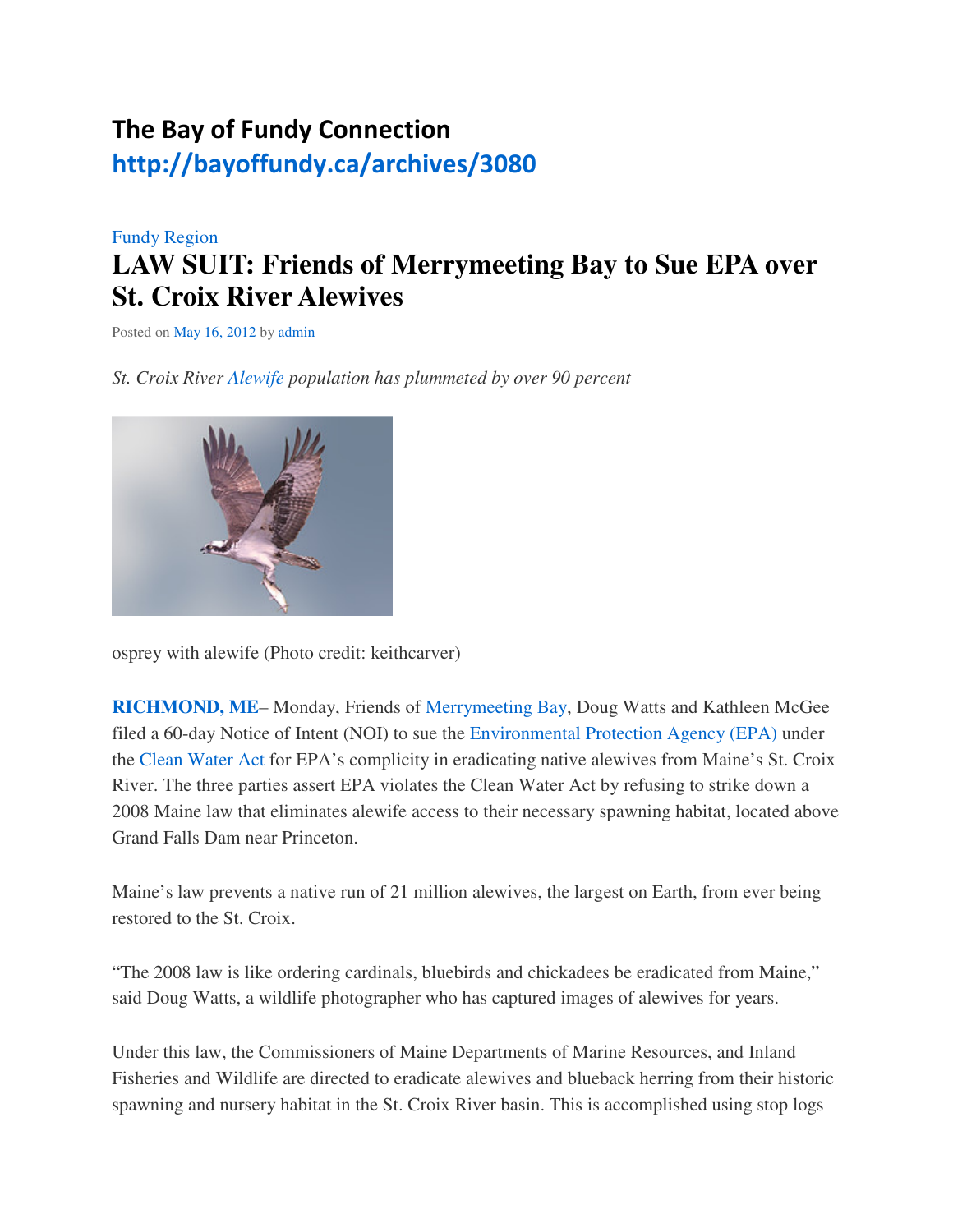# The Bay of Fundy Connection

http://bayoffundy.ca/archives/3080

Fundy Region

## LAW SUIT: Friends of Merrymeeting Bay to Sue EPA over St. Croix River Alewives

Posted on May 16, 2012 by admin

*St. Croix River Alewife population has plummeted by over 90 percent*

osprey with alewife (Photo credit: keithcarver)

**RICHMOND, ME**– Monday, Friends of Merrymeeting Bay, Doug Watts and Kathleen McGee filed a 60-day Notice of Intent (NOI) to sue the Environmental Protection Agency (EPA) under the Clean Water Act for EPA's complicity in eradicating native alewives from Maine's St. Croix River. The three parties assert EPA violates the Clean Water Act by refusing to strike down a 2008 Maine law that eliminates alewife access to their necessary spawning habitat, located above Grand Falls Dam near Princeton.

Maine's law prevents a native run of 21 million alewives, the largest on Earth, from ever being restored to the St. Croix.

"The 2008 law is like ordering cardinals, bluebirds and chickadees be eradicated from Maine," said Doug Watts, a wildlife photographer who has captured images of alewives for years.

Under this law, the Commissioners of Maine Departments of Marine Resources, and Inland Fisheries and Wildlife are directed to eradicate alewives and blueback herring from their historic spawning and nursery habitat in the St. Croix River basin. This is accomplished using stop logs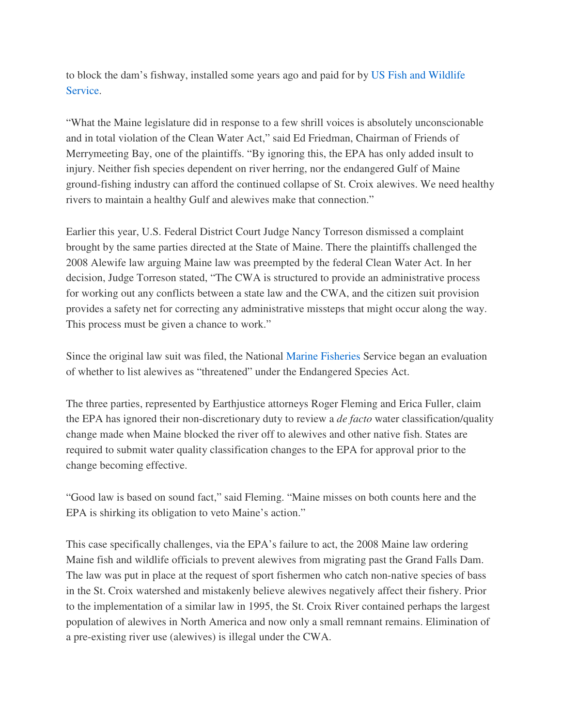to block the dam's fishway, installed some years ago and paid for by US Fish and Wildlife Service.

"What the Maine legislature did in response to a few shrill voices is absolutely unconscionable and in total violation of the Clean Water Act," said Ed Friedman, Chairman of Friends of Merrymeeting Bay, one of the plaintiffs. "By ignoring this, the EPA has only added insult to injury. Neither fish species dependent on river herring, nor the endangered Gulf of Maine ground-fishing industry can afford the continued collapse of St. Croix alewives. We need healthy rivers to maintain a healthy Gulf and alewives make that connection."

Earlier this year, U.S. Federal District Court Judge Nancy Torreson dismissed a complaint brought by the same parties directed at the State of Maine. There the plaintiffs challenged the 2008 Alewife law arguing Maine law was preempted by the federal Clean Water Act. In her decision, Judge Torreson stated, "The CWA is structured to provide an administrative process for working out any conflicts between a state law and the CWA, and the citizen suit provision provides a safety net for correcting any administrative missteps that might occur along the way. This process must be given a chance to work."

Since the original law suit was filed, the National Marine Fisheries Service began an evaluation of whether to list alewives as "threatened" under the Endangered Species Act.

The three parties, represented by Earthjustice attorneys Roger Fleming and Erica Fuller, claim the EPA has ignored their non-discretionary duty to review a *de facto* water classification/quality change made when Maine blocked the river off to alewives and other native fish. States are required to submit water quality classification changes to the EPA for approval prior to the change becoming effective.

"Good law is based on sound fact," said Fleming. "Maine misses on both counts here and the EPA is shirking its obligation to veto Maine's action."

This case specifically challenges, via the EPA's failure to act, the 2008 Maine law ordering Maine fish and wildlife officials to prevent alewives from migrating past the Grand Falls Dam. The law was put in place at the request of sport fishermen who catch non-native species of bass in the St. Croix watershed and mistakenly believe alewives negatively affect their fishery. Prior to the implementation of a similar law in 1995, the St. Croix River contained perhaps the largest population of alewives in North America and now only a small remnant remains. Elimination of a pre-existing river use (alewives) is illegal under the CWA.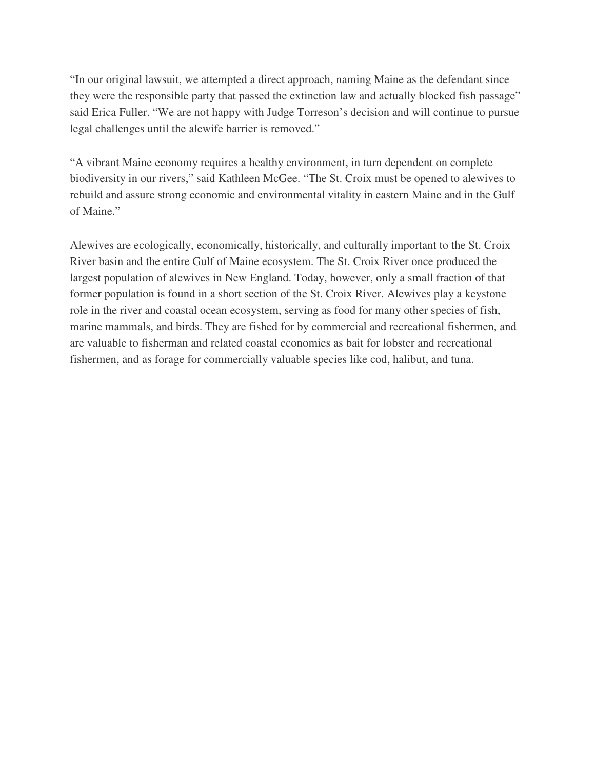"In our original lawsuit, we attempted a direct approach, naming Maine as the defendant since they were the responsible party that passed the extinction law and actually blocked fish passage" said Erica Fuller. "We are not happy with Judge Torreson's decision and will continue to pursue legal challenges until the alewife barrier is removed."

"A vibrant Maine economy requires a healthy environment, in turn dependent on complete biodiversity in our rivers," said Kathleen McGee. "The St. Croix must be opened to alewives to rebuild and assure strong economic and environmental vitality in eastern Maine and in the Gulf of Maine."

Alewives are ecologically, economically, historically, and culturally important to the St. Croix River basin and the entire Gulf of Maine ecosystem. The St. Croix River once produced the largest population of alewives in New England. Today, however, only a small fraction of that former population is found in a short section of the St. Croix River. Alewives play a keystone role in the river and coastal ocean ecosystem, serving as food for many other species of fish, marine mammals, and birds. They are fished for by commercial and recreational fishermen, and are valuable to fisherman and related coastal economies as bait for lobster and recreational fishermen, and as forage for commercially valuable species like cod, halibut, and tuna.